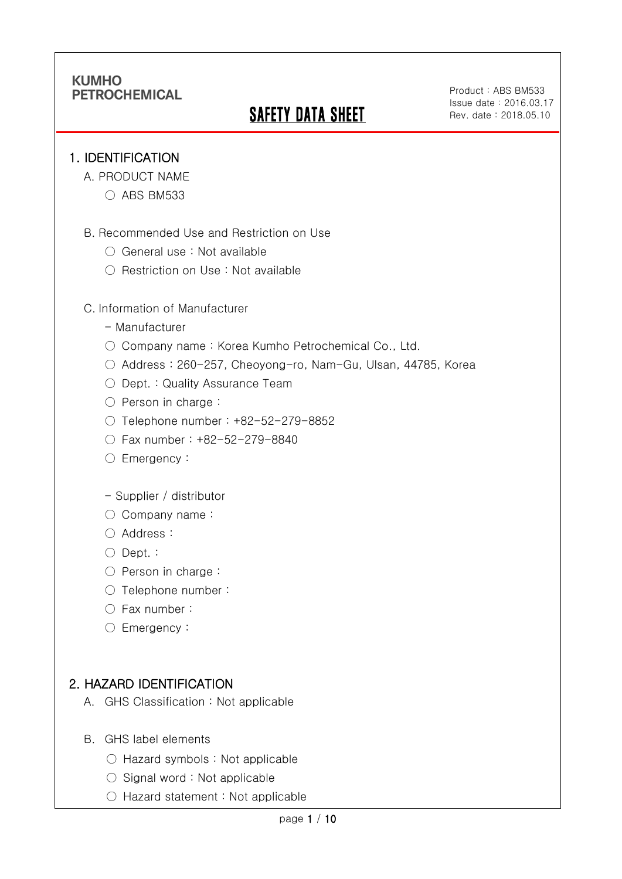KUMHO PETROCHEMICAL

# SAFETY DATA SHEET

Product : ABS BM533
Issue date : 2016.03.17
Rev. date : 2018.05.10

## 1. IDENTIFICATION

A. PRODUCT NAME

- ○ ABS BM533

B. Recommended Use and Restriction on Use

- ○ General use : Not available
- ○ Restriction on Use : Not available

C. Information of Manufacturer

- Manufacturer
  - ○ Company name : Korea Kumho Petrochemical Co., Ltd.
  - ○ Address : 260-257, Cheoyong-ro, Nam-Gu, Ulsan, 44785, Korea
  - ○ Dept. : Quality Assurance Team
  - ○ Person in charge :
  - ○ Telephone number : +82-52-279-8852
  - ○ Fax number : +82-52-279-8840
  - ○ Emergency :

- Supplier / distributor
  - ○ Company name :
  - ○ Address :
  - ○ Dept. :
  - ○ Person in charge :
  - ○ Telephone number :
  - ○ Fax number :
  - ○ Emergency :

## 2. HAZARD IDENTIFICATION

A. GHS Classification : Not applicable

B. GHS label elements

- ○ Hazard symbols : Not applicable
- ○ Signal word : Not applicable
- ○ Hazard statement : Not applicable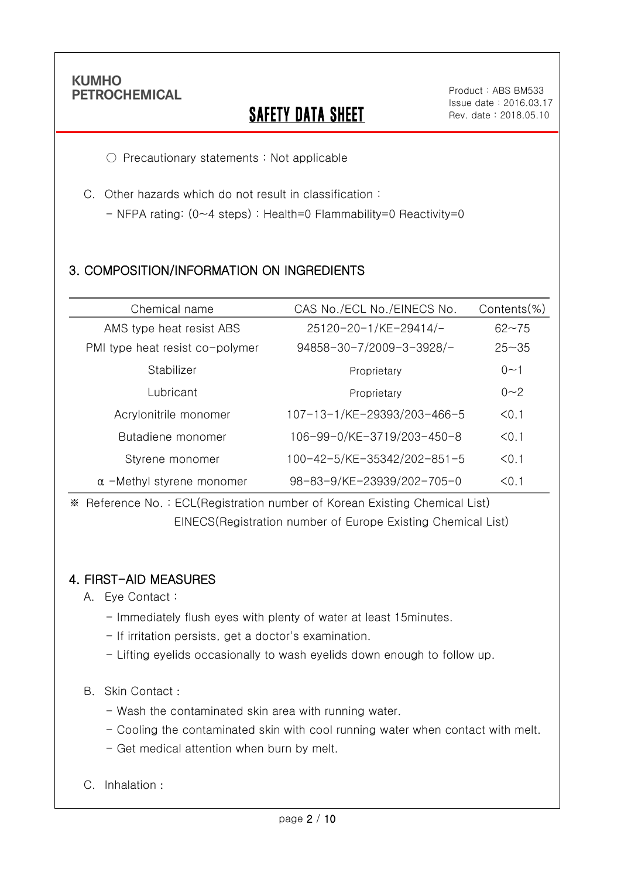○ Precautionary statements : Not applicable

C. Other hazards which do not result in classification :

- NFPA rating: (0~4 steps) : Health=0 Flammability=0 Reactivity=0

## 3. COMPOSITION/INFORMATION ON INGREDIENTS

| Chemical name | CAS No./ECL No./EINECS No. | Contents(%) |
|---|---|---|
| AMS type heat resist ABS | 25120-20-1/KE-29414/- | 62~75 |
| PMI type heat resist co-polymer | 94858-30-7/2009-3-3928/- | 25~35 |
| Stabilizer | Proprietary | 0~1 |
| Lubricant | Proprietary | 0~2 |
| Acrylonitrile monomer | 107-13-1/KE-29393/203-466-5 | <0.1 |
| Butadiene monomer | 106-99-0/KE-3719/203-450-8 | <0.1 |
| Styrene monomer | 100-42-5/KE-35342/202-851-5 | <0.1 |
| α -Methyl styrene monomer | 98-83-9/KE-23939/202-705-0 | <0.1 |

※ Reference No. : ECL(Registration number of Korean Existing Chemical List)
EINECS(Registration number of Europe Existing Chemical List)

## 4. FIRST-AID MEASURES

A. Eye Contact :

- Immediately flush eyes with plenty of water at least 15minutes.
- If irritation persists, get a doctor's examination.
- Lifting eyelids occasionally to wash eyelids down enough to follow up.

B. Skin Contact :

- Wash the contaminated skin area with running water.
- Cooling the contaminated skin with cool running water when contact with melt.
- Get medical attention when burn by melt.

C. Inhalation :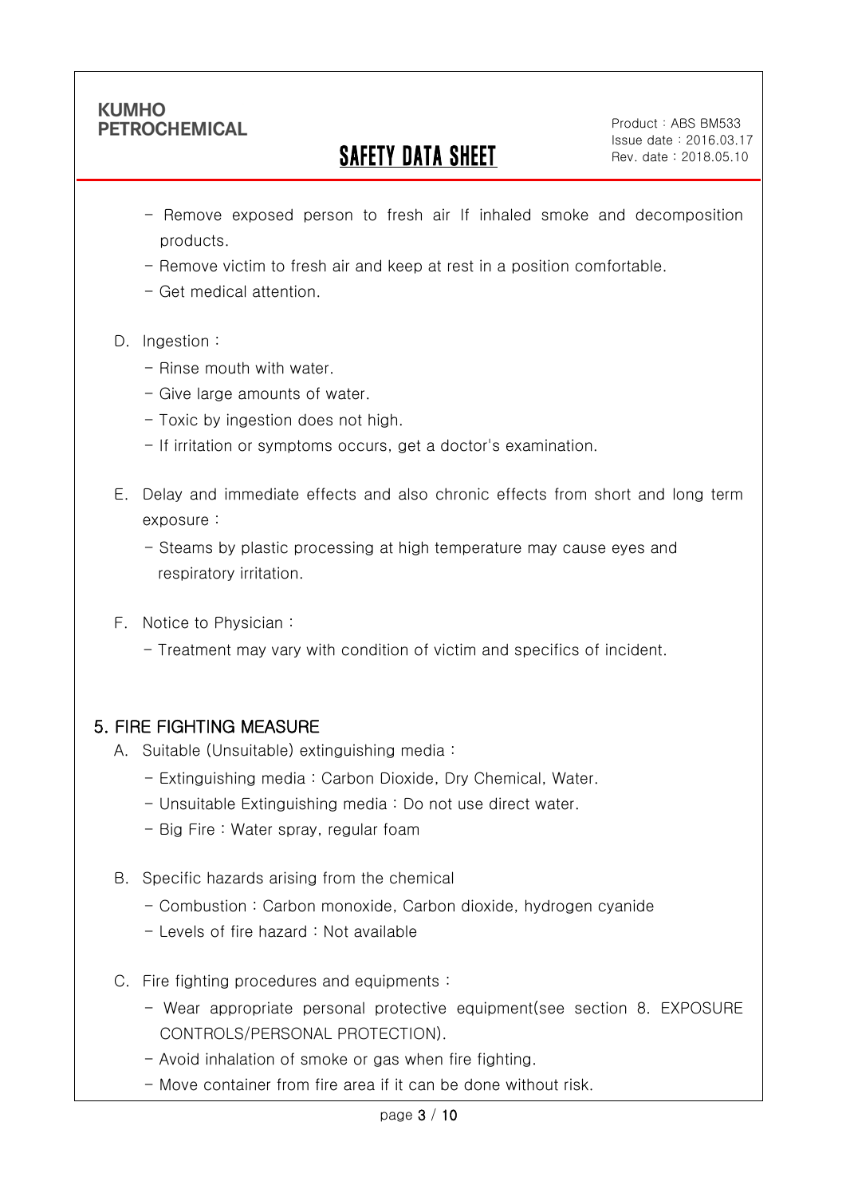- Remove exposed person to fresh air If inhaled smoke and decomposition products.
- Remove victim to fresh air and keep at rest in a position comfortable.
- Get medical attention.

D. Ingestion :

- Rinse mouth with water.
- Give large amounts of water.
- Toxic by ingestion does not high.
- If irritation or symptoms occurs, get a doctor's examination.

E. Delay and immediate effects and also chronic effects from short and long term exposure :

- Steams by plastic processing at high temperature may cause eyes and respiratory irritation.

F. Notice to Physician :

- Treatment may vary with condition of victim and specifics of incident.

## 5. FIRE FIGHTING MEASURE

A. Suitable (Unsuitable) extinguishing media :

- Extinguishing media : Carbon Dioxide, Dry Chemical, Water.
- Unsuitable Extinguishing media : Do not use direct water.
- Big Fire : Water spray, regular foam

B. Specific hazards arising from the chemical

- Combustion : Carbon monoxide, Carbon dioxide, hydrogen cyanide
- Levels of fire hazard : Not available

C. Fire fighting procedures and equipments :

- Wear appropriate personal protective equipment(see section 8. EXPOSURE CONTROLS/PERSONAL PROTECTION).
- Avoid inhalation of smoke or gas when fire fighting.
- Move container from fire area if it can be done without risk.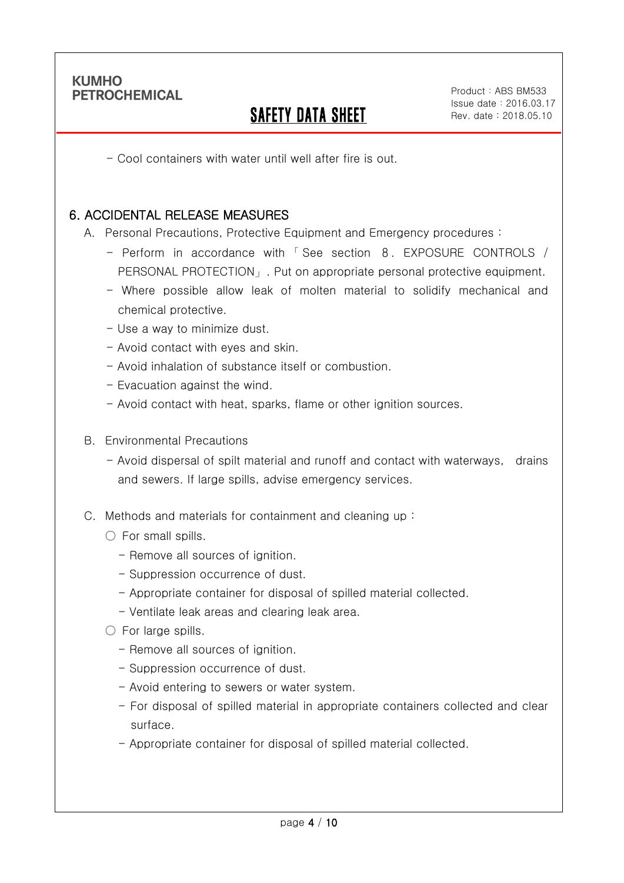- Cool containers with water until well after fire is out.

## 6. ACCIDENTAL RELEASE MEASURES

A. Personal Precautions, Protective Equipment and Emergency procedures :

- Perform in accordance with 「See section 8. EXPOSURE CONTROLS / PERSONAL PROTECTION」. Put on appropriate personal protective equipment.
- Where possible allow leak of molten material to solidify mechanical and chemical protective.
- Use a way to minimize dust.
- Avoid contact with eyes and skin.
- Avoid inhalation of substance itself or combustion.
- Evacuation against the wind.
- Avoid contact with heat, sparks, flame or other ignition sources.

B. Environmental Precautions

- Avoid dispersal of spilt material and runoff and contact with waterways, drains and sewers. If large spills, advise emergency services.

C. Methods and materials for containment and cleaning up :

○ For small spills.

- Remove all sources of ignition.
- Suppression occurrence of dust.
- Appropriate container for disposal of spilled material collected.
- Ventilate leak areas and clearing leak area.

○ For large spills.

- Remove all sources of ignition.
- Suppression occurrence of dust.
- Avoid entering to sewers or water system.
- For disposal of spilled material in appropriate containers collected and clear surface.
- Appropriate container for disposal of spilled material collected.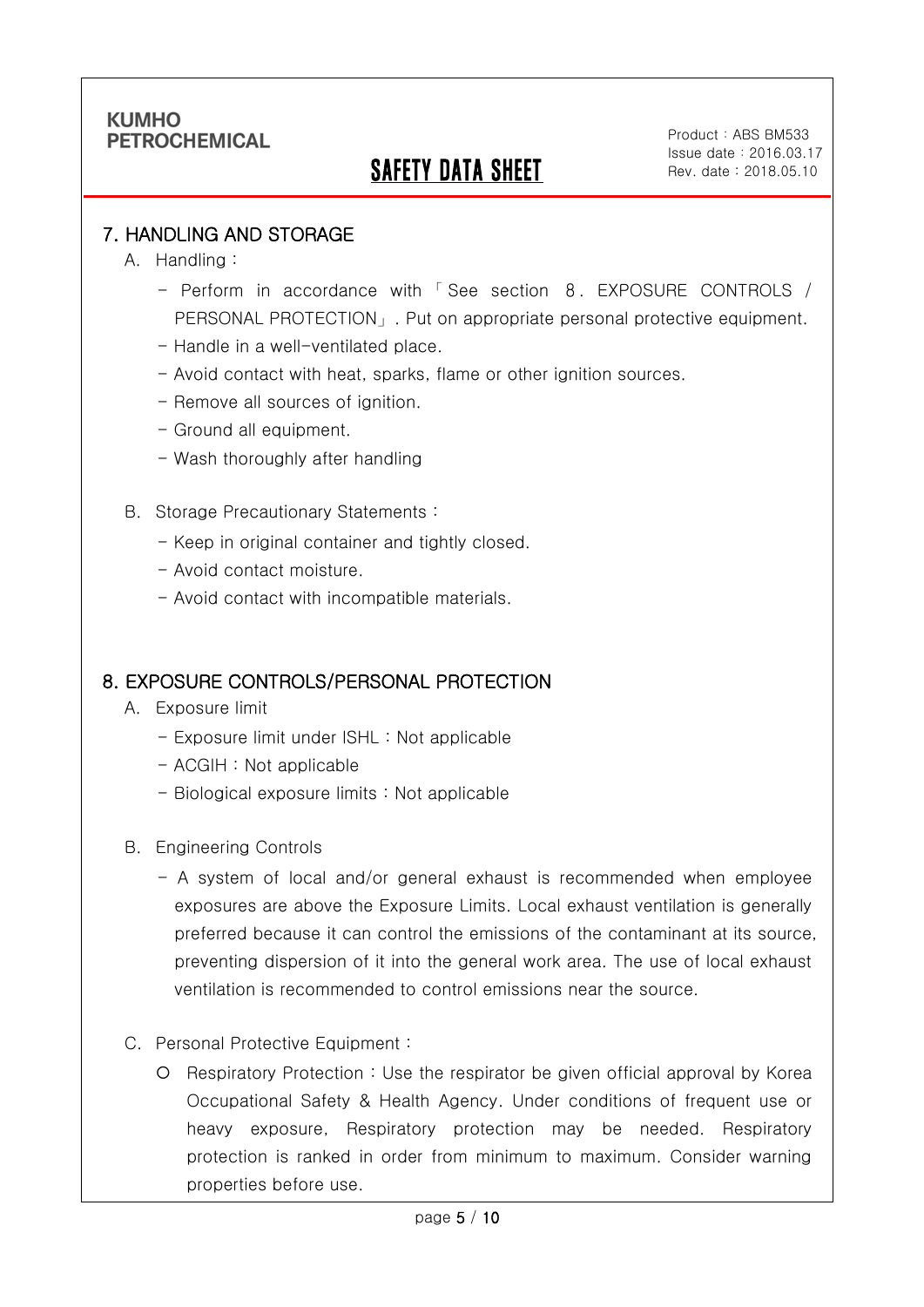## 7. HANDLING AND STORAGE

A. Handling :

- Perform in accordance with 「See section 8. EXPOSURE CONTROLS / PERSONAL PROTECTION」. Put on appropriate personal protective equipment.
- Handle in a well-ventilated place.
- Avoid contact with heat, sparks, flame or other ignition sources.
- Remove all sources of ignition.
- Ground all equipment.
- Wash thoroughly after handling

B. Storage Precautionary Statements :

- Keep in original container and tightly closed.
- Avoid contact moisture.
- Avoid contact with incompatible materials.

## 8. EXPOSURE CONTROLS/PERSONAL PROTECTION

A. Exposure limit

- Exposure limit under ISHL : Not applicable
- ACGIH : Not applicable
- Biological exposure limits : Not applicable

B. Engineering Controls

- A system of local and/or general exhaust is recommended when employee exposures are above the Exposure Limits. Local exhaust ventilation is generally preferred because it can control the emissions of the contaminant at its source, preventing dispersion of it into the general work area. The use of local exhaust ventilation is recommended to control emissions near the source.

C. Personal Protective Equipment :

○ Respiratory Protection : Use the respirator be given official approval by Korea Occupational Safety & Health Agency. Under conditions of frequent use or heavy exposure, Respiratory protection may be needed. Respiratory protection is ranked in order from minimum to maximum. Consider warning properties before use.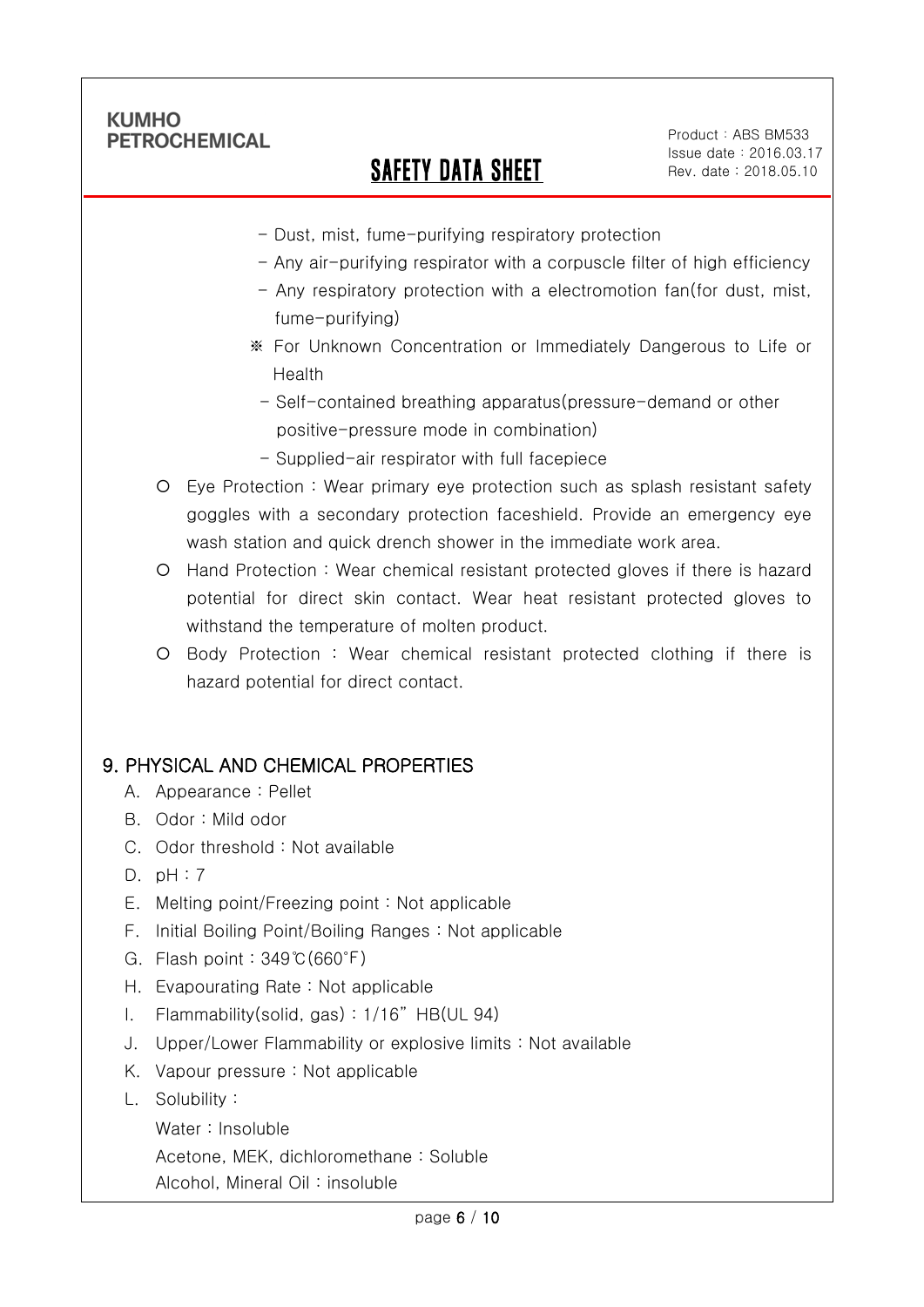- Dust, mist, fume-purifying respiratory protection
- Any air-purifying respirator with a corpuscle filter of high efficiency
- Any respiratory protection with a electromotion fan(for dust, mist, fume-purifying)

※ For Unknown Concentration or Immediately Dangerous to Life or Health

- Self-contained breathing apparatus(pressure-demand or other positive-pressure mode in combination)
- Supplied-air respirator with full facepiece

○ Eye Protection : Wear primary eye protection such as splash resistant safety goggles with a secondary protection faceshield. Provide an emergency eye wash station and quick drench shower in the immediate work area.

○ Hand Protection : Wear chemical resistant protected gloves if there is hazard potential for direct skin contact. Wear heat resistant protected gloves to withstand the temperature of molten product.

○ Body Protection : Wear chemical resistant protected clothing if there is hazard potential for direct contact.

## 9. PHYSICAL AND CHEMICAL PROPERTIES

A. Appearance : Pellet
B. Odor : Mild odor
C. Odor threshold : Not available
D. pH : 7
E. Melting point/Freezing point : Not applicable
F. Initial Boiling Point/Boiling Ranges : Not applicable
G. Flash point : 349℃(660˚F)
H. Evapourating Rate : Not applicable
I. Flammability(solid, gas) : 1/16" HB(UL 94)
J. Upper/Lower Flammability or explosive limits : Not available
K. Vapour pressure : Not applicable
L. Solubility :
Water : Insoluble
Acetone, MEK, dichloromethane : Soluble
Alcohol, Mineral Oil : insoluble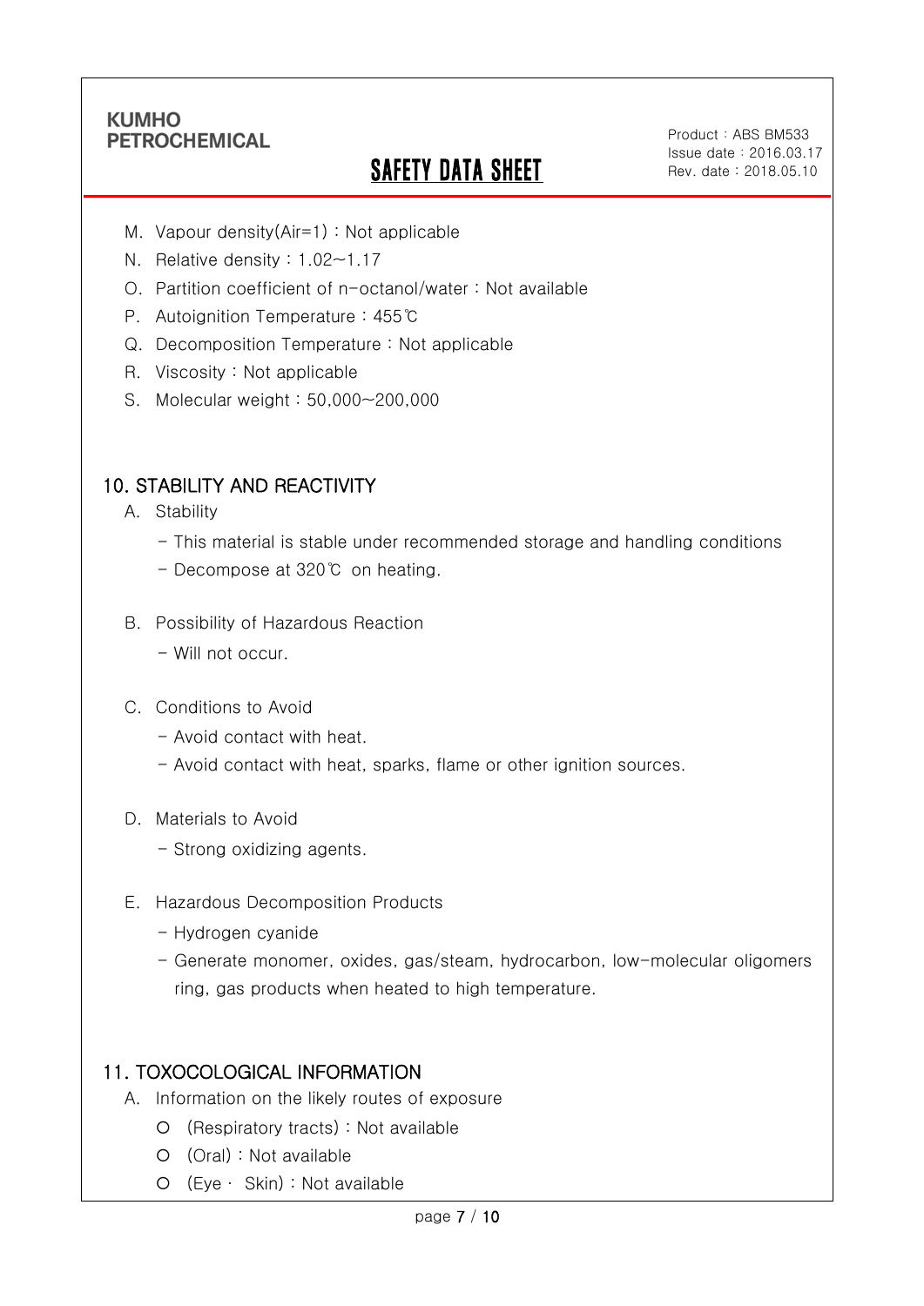M. Vapour density(Air=1) : Not applicable

N. Relative density : 1.02~1.17

O. Partition coefficient of n-octanol/water : Not available

P. Autoignition Temperature : 455℃

Q. Decomposition Temperature : Not applicable

R. Viscosity : Not applicable

S. Molecular weight : 50,000~200,000

## 10. STABILITY AND REACTIVITY

A. Stability

- This material is stable under recommended storage and handling conditions
- Decompose at 320℃ on heating.

B. Possibility of Hazardous Reaction

- Will not occur.

C. Conditions to Avoid

- Avoid contact with heat.
- Avoid contact with heat, sparks, flame or other ignition sources.

D. Materials to Avoid

- Strong oxidizing agents.

E. Hazardous Decomposition Products

- Hydrogen cyanide
- Generate monomer, oxides, gas/steam, hydrocarbon, low-molecular oligomers ring, gas products when heated to high temperature.

## 11. TOXOCOLOGICAL INFORMATION

A. Information on the likely routes of exposure

- (Respiratory tracts) : Not available
- (Oral) : Not available
- (Eye · Skin) : Not available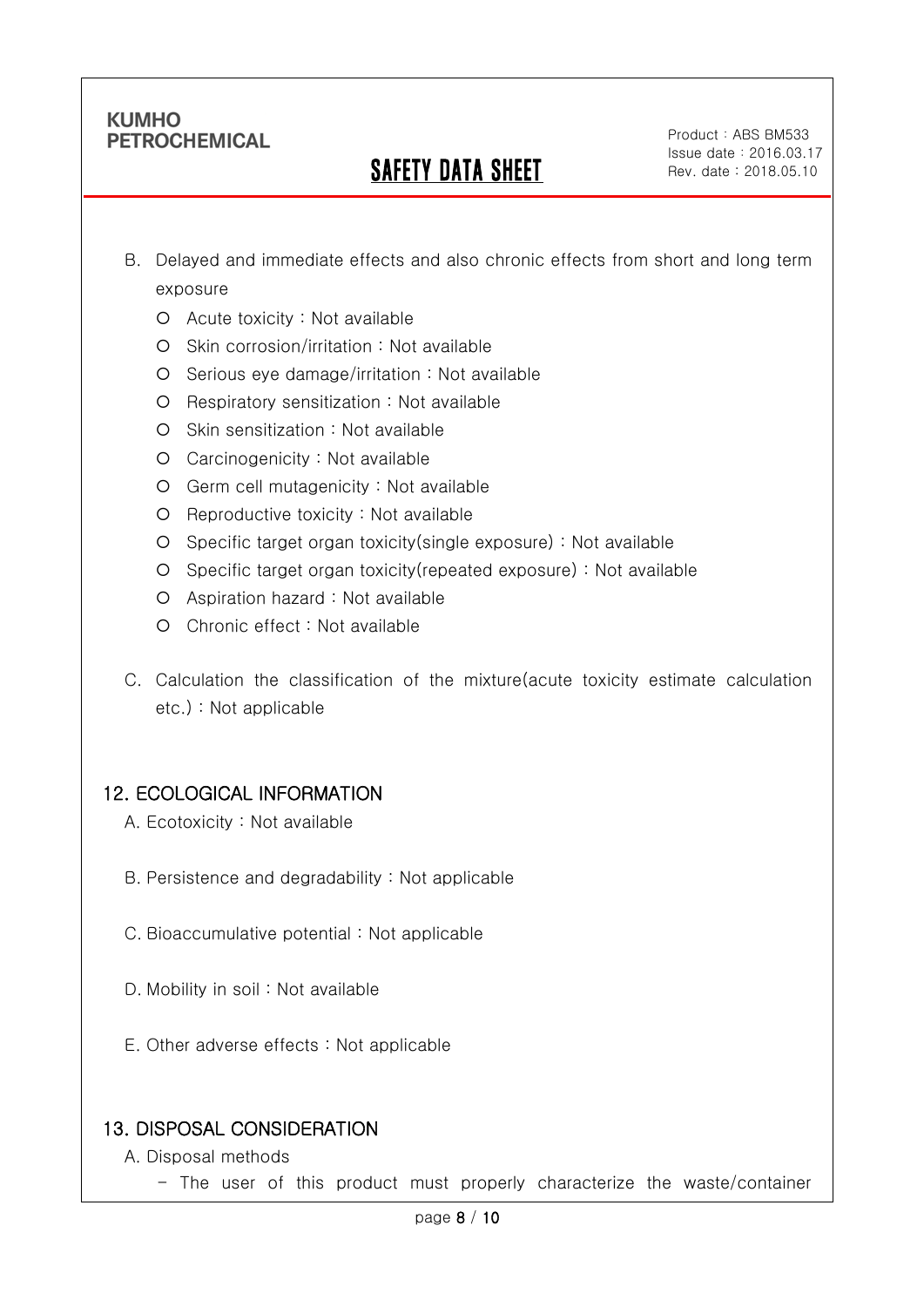B. Delayed and immediate effects and also chronic effects from short and long term exposure

- Acute toxicity : Not available
- Skin corrosion/irritation : Not available
- Serious eye damage/irritation : Not available
- Respiratory sensitization : Not available
- Skin sensitization : Not available
- Carcinogenicity : Not available
- Germ cell mutagenicity : Not available
- Reproductive toxicity : Not available
- Specific target organ toxicity(single exposure) : Not available
- Specific target organ toxicity(repeated exposure) : Not available
- Aspiration hazard : Not available
- Chronic effect : Not available

C. Calculation the classification of the mixture(acute toxicity estimate calculation etc.) : Not applicable

## 12. ECOLOGICAL INFORMATION

A. Ecotoxicity : Not available

B. Persistence and degradability : Not applicable

C. Bioaccumulative potential : Not applicable

D. Mobility in soil : Not available

E. Other adverse effects : Not applicable

## 13. DISPOSAL CONSIDERATION

A. Disposal methods

- The user of this product must properly characterize the waste/container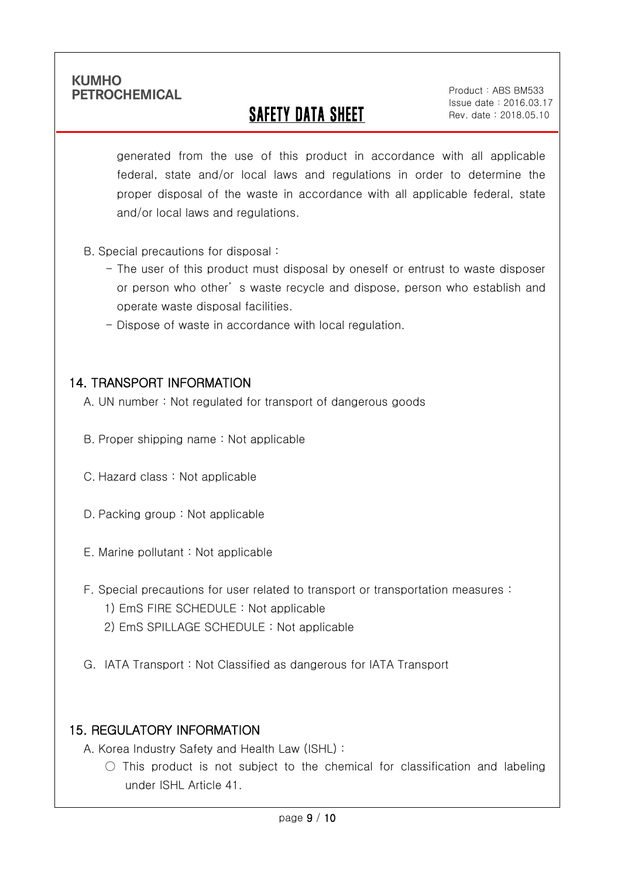generated from the use of this product in accordance with all applicable federal, state and/or local laws and regulations in order to determine the proper disposal of the waste in accordance with all applicable federal, state and/or local laws and regulations.

B. Special precautions for disposal :

- The user of this product must disposal by oneself or entrust to waste disposer or person who other' s waste recycle and dispose, person who establish and operate waste disposal facilities.
- Dispose of waste in accordance with local regulation.

## 14. TRANSPORT INFORMATION

A. UN number : Not regulated for transport of dangerous goods

B. Proper shipping name : Not applicable

C. Hazard class : Not applicable

D. Packing group : Not applicable

E. Marine pollutant : Not applicable

F. Special precautions for user related to transport or transportation measures :

1) EmS FIRE SCHEDULE : Not applicable
2) EmS SPILLAGE SCHEDULE : Not applicable

G. IATA Transport : Not Classified as dangerous for IATA Transport

## 15. REGULATORY INFORMATION

A. Korea Industry Safety and Health Law (ISHL) :

○ This product is not subject to the chemical for classification and labeling under ISHL Article 41.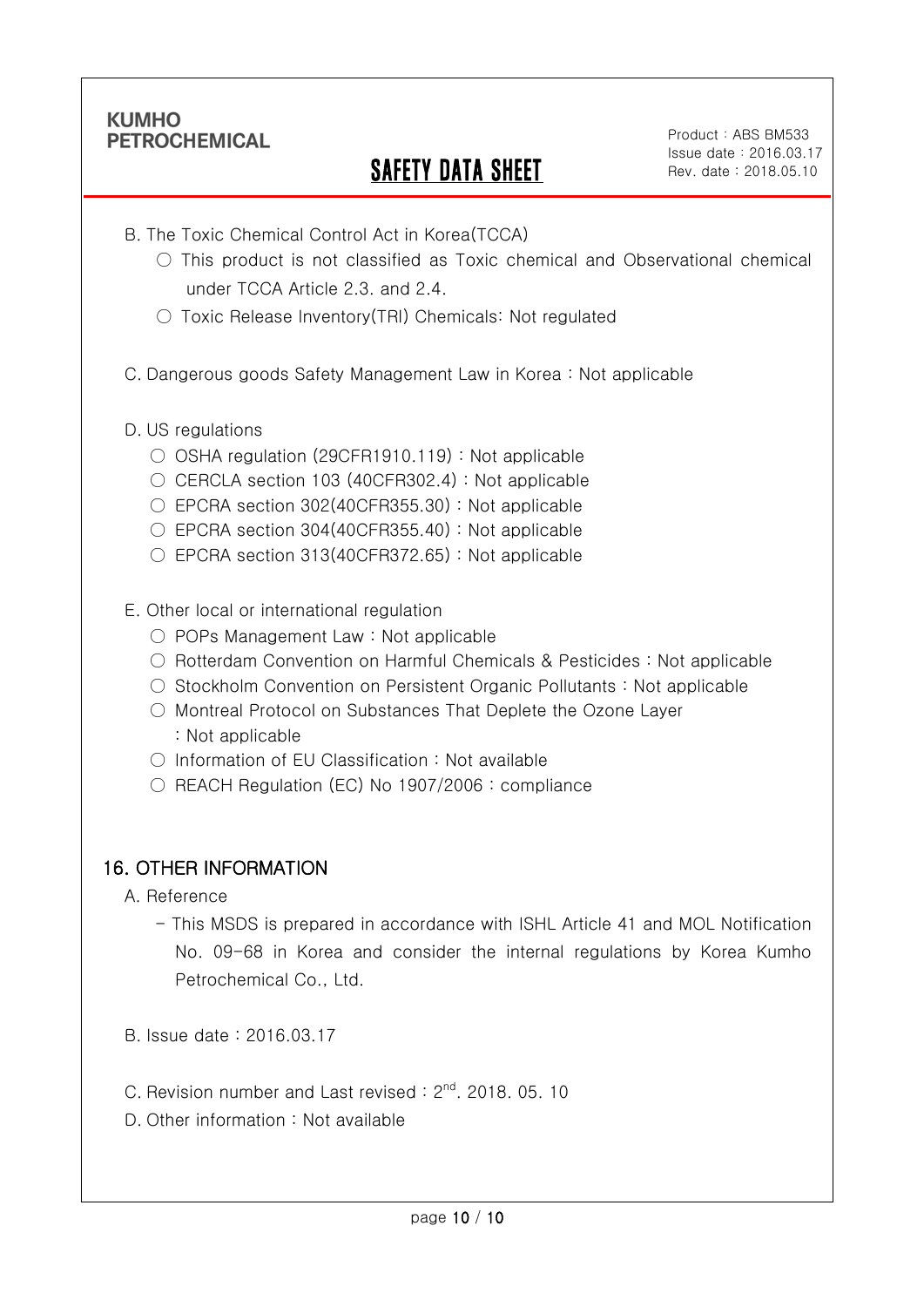B. The Toxic Chemical Control Act in Korea(TCCA)

- ○ This product is not classified as Toxic chemical and Observational chemical under TCCA Article 2.3. and 2.4.
- ○ Toxic Release Inventory(TRI) Chemicals: Not regulated

C. Dangerous goods Safety Management Law in Korea : Not applicable

D. US regulations

- ○ OSHA regulation (29CFR1910.119) : Not applicable
- ○ CERCLA section 103 (40CFR302.4) : Not applicable
- ○ EPCRA section 302(40CFR355.30) : Not applicable
- ○ EPCRA section 304(40CFR355.40) : Not applicable
- ○ EPCRA section 313(40CFR372.65) : Not applicable

E. Other local or international regulation

- ○ POPs Management Law : Not applicable
- ○ Rotterdam Convention on Harmful Chemicals & Pesticides : Not applicable
- ○ Stockholm Convention on Persistent Organic Pollutants : Not applicable
- ○ Montreal Protocol on Substances That Deplete the Ozone Layer : Not applicable
- ○ Information of EU Classification : Not available
- ○ REACH Regulation (EC) No 1907/2006 : compliance

## 16. OTHER INFORMATION

A. Reference

- This MSDS is prepared in accordance with ISHL Article 41 and MOL Notification No. 09-68 in Korea and consider the internal regulations by Korea Kumho Petrochemical Co., Ltd.

B. Issue date : 2016.03.17

C. Revision number and Last revised : 2$^{nd}$. 2018. 05. 10

D. Other information : Not available